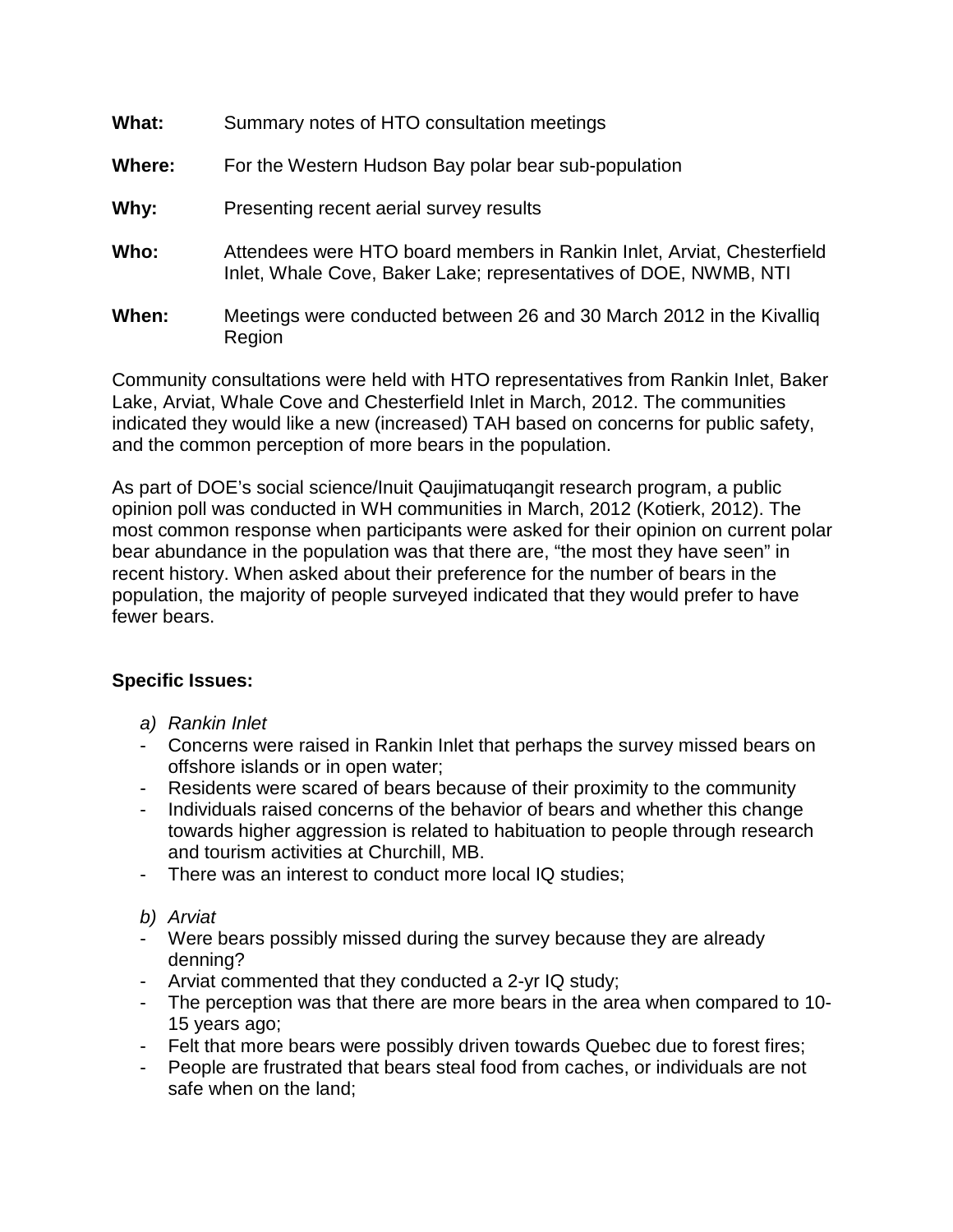**What:** Summary notes of HTO consultation meetings

**Where:** For the Western Hudson Bay polar bear sub-population

**Why:** Presenting recent aerial survey results

**Who:** Attendees were HTO board members in Rankin Inlet, Arviat, Chesterfield Inlet, Whale Cove, Baker Lake; representatives of DOE, NWMB, NTI

**When:** Meetings were conducted between 26 and 30 March 2012 in the Kivalliq Region

Community consultations were held with HTO representatives from Rankin Inlet, Baker Lake, Arviat, Whale Cove and Chesterfield Inlet in March, 2012. The communities indicated they would like a new (increased) TAH based on concerns for public safety, and the common perception of more bears in the population.

As part of DOE's social science/Inuit Qaujimatuqangit research program, a public opinion poll was conducted in WH communities in March, 2012 (Kotierk, 2012). The most common response when participants were asked for their opinion on current polar bear abundance in the population was that there are, "the most they have seen" in recent history. When asked about their preference for the number of bears in the population, the majority of people surveyed indicated that they would prefer to have fewer bears.

**Specific Issues:**

*a) Rankin Inlet*

- Concerns were raised in Rankin Inlet that perhaps the survey missed bears on offshore islands or in open water;
- Residents were scared of bears because of their proximity to the community
- Individuals raised concerns of the behavior of bears and whether this change towards higher aggression is related to habituation to people through research and tourism activities at Churchill, MB.
- There was an interest to conduct more local IQ studies;

*b) Arviat*

- Were bears possibly missed during the survey because they are already denning?
- Arviat commented that they conducted a 2-yr IQ study;
- The perception was that there are more bears in the area when compared to 10-15 years ago;
- Felt that more bears were possibly driven towards Quebec due to forest fires;
- People are frustrated that bears steal food from caches, or individuals are not safe when on the land;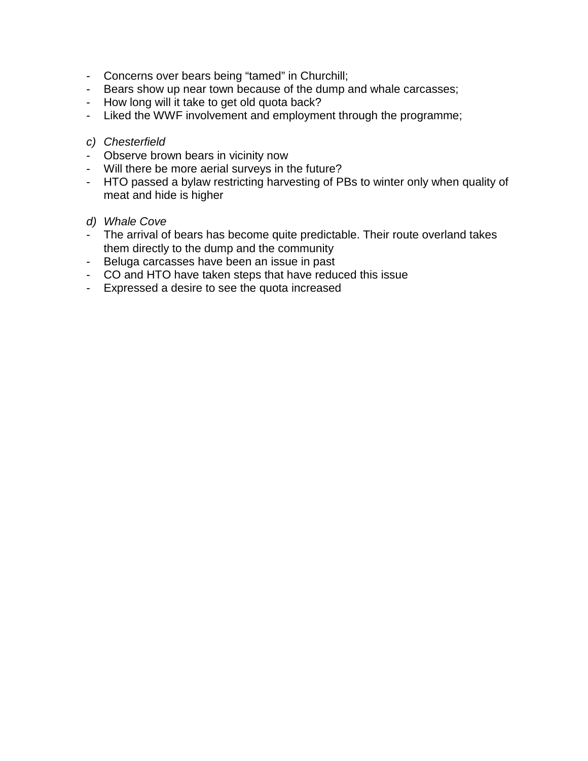- Concerns over bears being “tamed” in Churchill;
- Bears show up near town because of the dump and whale carcasses;
- How long will it take to get old quota back?
- Liked the WWF involvement and employment through the programme;

c) *Chesterfield*
- Observe brown bears in vicinity now
- Will there be more aerial surveys in the future?
- HTO passed a bylaw restricting harvesting of PBs to winter only when quality of meat and hide is higher

d) *Whale Cove*
- The arrival of bears has become quite predictable. Their route overland takes them directly to the dump and the community
- Beluga carcasses have been an issue in past
- CO and HTO have taken steps that have reduced this issue
- Expressed a desire to see the quota increased